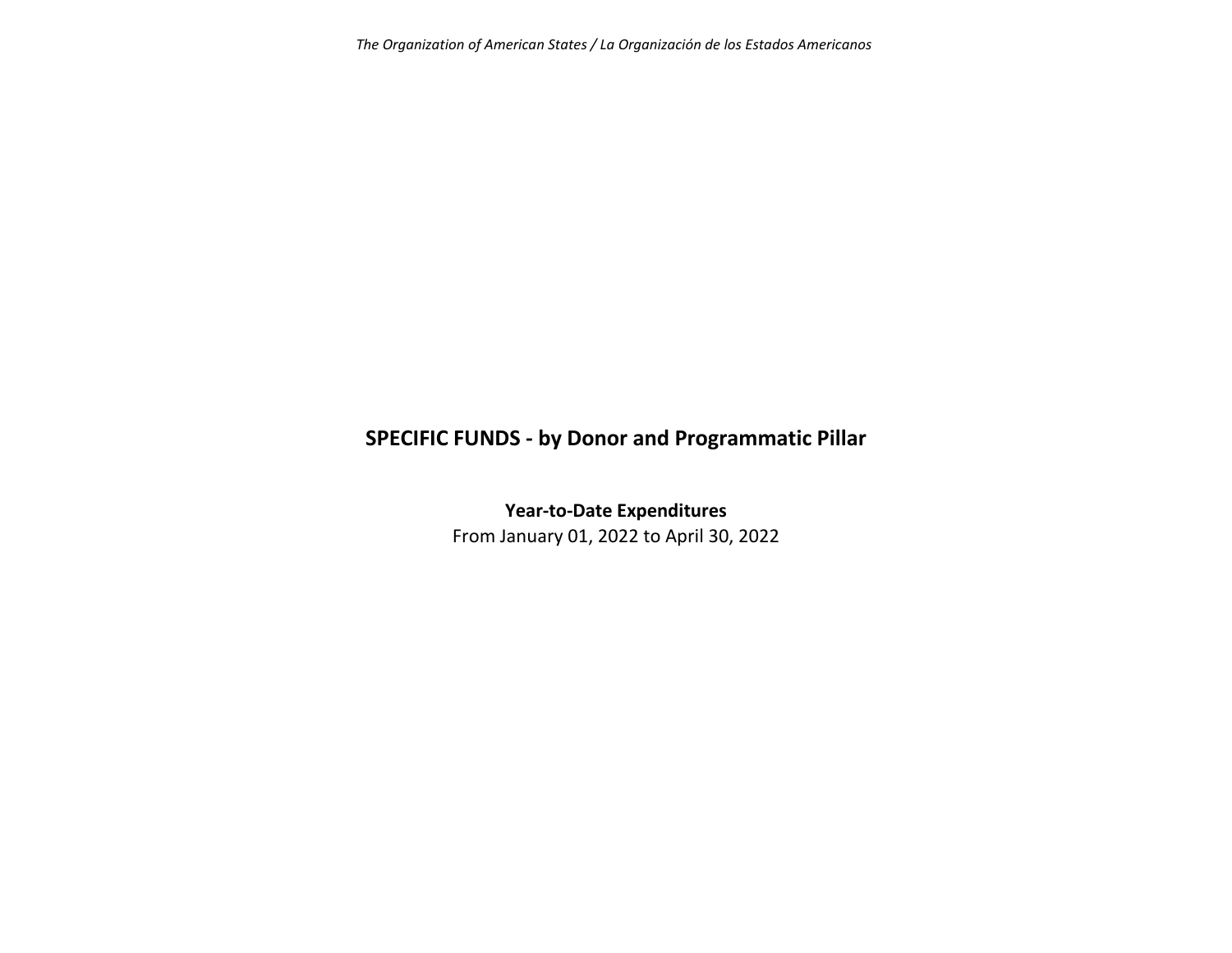# SPECIFIC FUNDS - by Donor and Programmatic Pillar

**Year-to-Date Expenditures**

From January 01, 2022 to April 30, 2022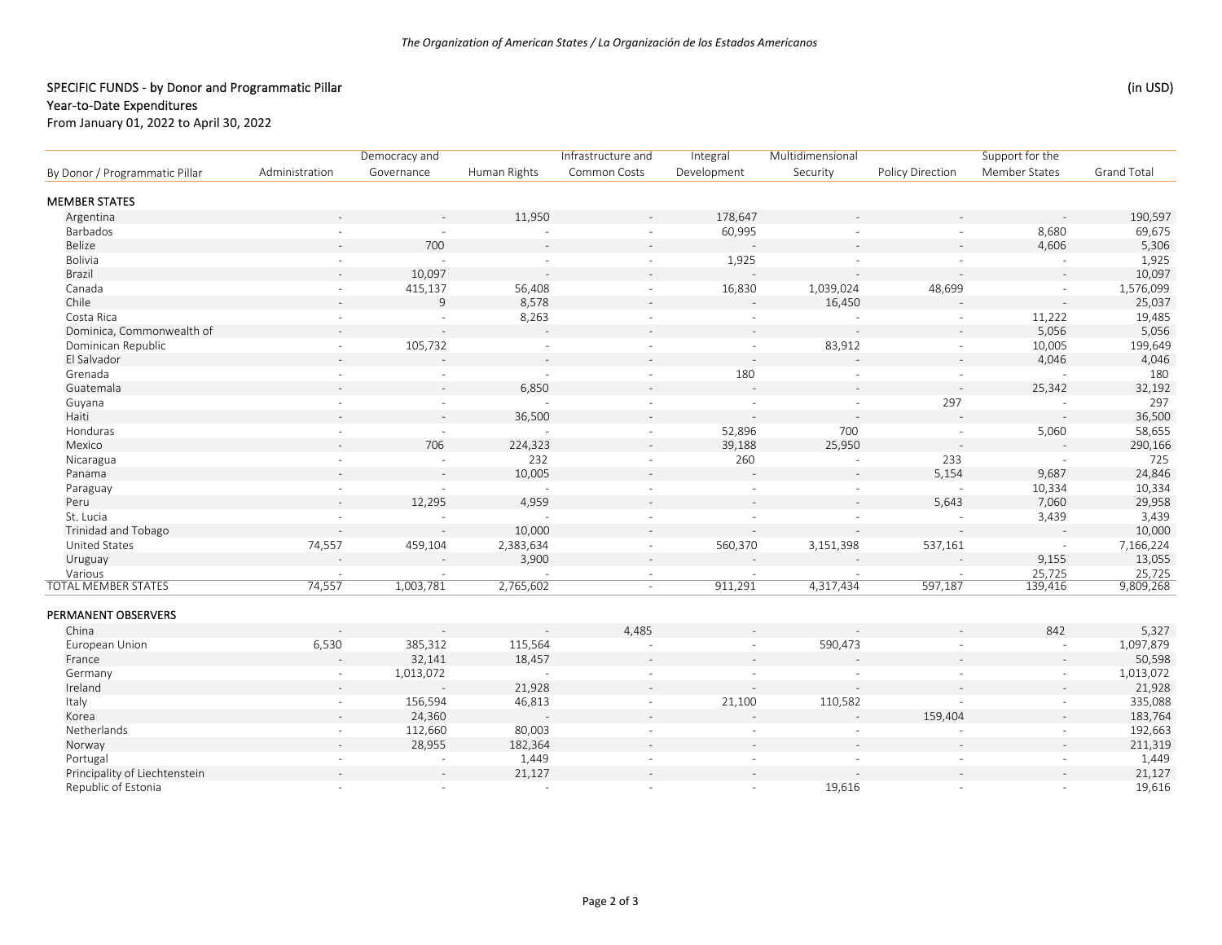*The Organization of American States / La Organización de los Estados Americanos*

## SPECIFIC FUNDS - by Donor and Programmatic Pillar

(in USD)

### Year-to-Date Expenditures

From January 01, 2022 to April 30, 2022

| By Donor / Programmatic Pillar | Administration | Democracy and Governance | Human Rights | Infrastructure and Common Costs | Integral Development | Multidimensional Security | Policy Direction | Support for the Member States | Grand Total |
|---|---|---|---|---|---|---|---|---|---|
| **MEMBER STATES** | | | | | | | | | |
| Argentina | - | - | 11,950 | - | 178,647 | - | - | - | 190,597 |
| Barbados | - | - | - | - | 60,995 | - | - | 8,680 | 69,675 |
| Belize | - | 700 | - | - | - | - | - | 4,606 | 5,306 |
| Bolivia | - | - | - | - | 1,925 | - | - | - | 1,925 |
| Brazil | - | 10,097 | - | - | - | - | - | - | 10,097 |
| Canada | - | 415,137 | 56,408 | - | 16,830 | 1,039,024 | 48,699 | - | 1,576,099 |
| Chile | - | 9 | 8,578 | - | - | 16,450 | - | - | 25,037 |
| Costa Rica | - | - | 8,263 | - | - | - | - | 11,222 | 19,485 |
| Dominica, Commonwealth of | - | - | - | - | - | - | - | 5,056 | 5,056 |
| Dominican Republic | - | 105,732 | - | - | - | 83,912 | - | 10,005 | 199,649 |
| El Salvador | - | - | - | - | - | - | - | 4,046 | 4,046 |
| Grenada | - | - | - | - | 180 | - | - | - | 180 |
| Guatemala | - | - | 6,850 | - | - | - | - | 25,342 | 32,192 |
| Guyana | - | - | - | - | - | - | 297 | - | 297 |
| Haiti | - | - | 36,500 | - | - | - | - | - | 36,500 |
| Honduras | - | - | - | - | 52,896 | 700 | - | 5,060 | 58,655 |
| Mexico | - | 706 | 224,323 | - | 39,188 | 25,950 | - | - | 290,166 |
| Nicaragua | - | - | 232 | - | 260 | - | 233 | - | 725 |
| Panama | - | - | 10,005 | - | - | - | 5,154 | 9,687 | 24,846 |
| Paraguay | - | - | - | - | - | - | - | 10,334 | 10,334 |
| Peru | - | 12,295 | 4,959 | - | - | - | 5,643 | 7,060 | 29,958 |
| St. Lucia | - | - | - | - | - | - | - | 3,439 | 3,439 |
| Trinidad and Tobago | - | - | 10,000 | - | - | - | - | - | 10,000 |
| United States | 74,557 | 459,104 | 2,383,634 | - | 560,370 | 3,151,398 | 537,161 | - | 7,166,224 |
| Uruguay | - | - | 3,900 | - | - | - | - | 9,155 | 13,055 |
| Various | - | - | - | - | - | - | - | 25,725 | 25,725 |
| TOTAL MEMBER STATES | 74,557 | 1,003,781 | 2,765,602 | - | 911,291 | 4,317,434 | 597,187 | 139,416 | 9,809,268 |
| **PERMANENT OBSERVERS** | | | | | | | | | |
| China | - | - | - | 4,485 | - | - | - | 842 | 5,327 |
| European Union | 6,530 | 385,312 | 115,564 | - | - | 590,473 | - | - | 1,097,879 |
| France | - | 32,141 | 18,457 | - | - | - | - | - | 50,598 |
| Germany | - | 1,013,072 | - | - | - | - | - | - | 1,013,072 |
| Ireland | - | - | 21,928 | - | - | - | - | - | 21,928 |
| Italy | - | 156,594 | 46,813 | - | 21,100 | 110,582 | - | - | 335,088 |
| Korea | - | 24,360 | - | - | - | - | 159,404 | - | 183,764 |
| Netherlands | - | 112,660 | 80,003 | - | - | - | - | - | 192,663 |
| Norway | - | 28,955 | 182,364 | - | - | - | - | - | 211,319 |
| Portugal | - | - | 1,449 | - | - | - | - | - | 1,449 |
| Principality of Liechtenstein | - | - | 21,127 | - | - | - | - | - | 21,127 |
| Republic of Estonia | - | - | - | - | - | 19,616 | - | - | 19,616 |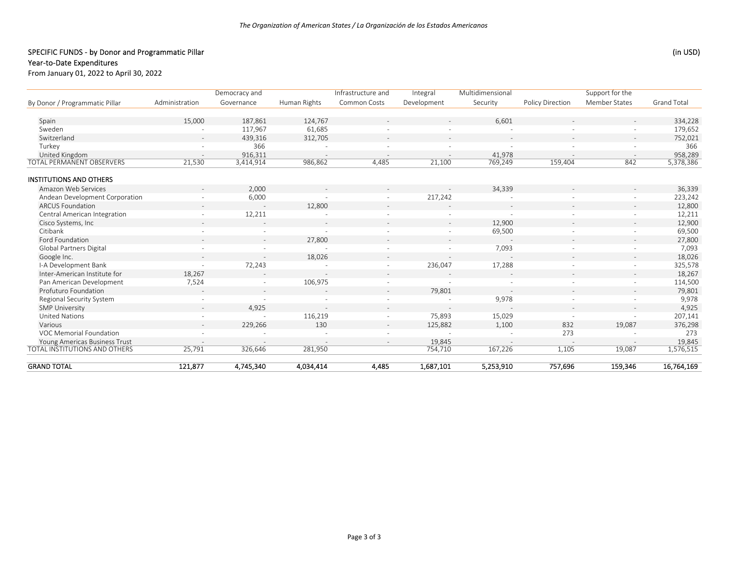*The Organization of American States / La Organización de los Estados Americanos*

SPECIFIC FUNDS - by Donor and Programmatic Pillar (in USD)
Year-to-Date Expenditures
From January 01, 2022 to April 30, 2022

| By Donor / Programmatic Pillar | Administration | Democracy and Governance | Human Rights | Infrastructure and Common Costs | Integral Development | Multidimensional Security | Policy Direction | Support for the Member States | Grand Total |
|---|---|---|---|---|---|---|---|---|---|
| Spain | 15,000 | 187,861 | 124,767 | - | - | 6,601 | - | - | 334,228 |
| Sweden | - | 117,967 | 61,685 | - | - | - | - | - | 179,652 |
| Switzerland | - | 439,316 | 312,705 | - | - | - | - | - | 752,021 |
| Turkey | - | 366 | - | - | - | - | - | - | 366 |
| United Kingdom | - | 916,311 | - | - | - | 41,978 | - | - | 958,289 |
| TOTAL PERMANENT OBSERVERS | 21,530 | 3,414,914 | 986,862 | 4,485 | 21,100 | 769,249 | 159,404 | 842 | 5,378,386 |
| | | | | | | | | | |
| INSTITUTIONS AND OTHERS | | | | | | | | | |
| Amazon Web Services | - | 2,000 | - | - | - | 34,339 | - | - | 36,339 |
| Andean Development Corporation | - | 6,000 | - | - | 217,242 | - | - | - | 223,242 |
| ARCUS Foundation | - | - | 12,800 | - | - | - | - | - | 12,800 |
| Central American Integration | - | 12,211 | - | - | - | - | - | - | 12,211 |
| Cisco Systems, Inc | - | - | - | - | - | 12,900 | - | - | 12,900 |
| Citibank | - | - | - | - | - | 69,500 | - | - | 69,500 |
| Ford Foundation | - | - | 27,800 | - | - | - | - | - | 27,800 |
| Global Partners Digital | - | - | - | - | - | 7,093 | - | - | 7,093 |
| Google Inc. | - | - | 18,026 | - | - | - | - | - | 18,026 |
| I-A Development Bank | - | 72,243 | - | - | 236,047 | 17,288 | - | - | 325,578 |
| Inter-American Institute for | 18,267 | - | - | - | - | - | - | - | 18,267 |
| Pan American Development | 7,524 | - | 106,975 | - | - | - | - | - | 114,500 |
| Profuturo Foundation | - | - | - | - | 79,801 | - | - | - | 79,801 |
| Regional Security System | - | - | - | - | - | 9,978 | - | - | 9,978 |
| SMP University | - | 4,925 | - | - | - | - | - | - | 4,925 |
| United Nations | - | - | 116,219 | - | 75,893 | 15,029 | - | - | 207,141 |
| Various | - | 229,266 | 130 | - | 125,882 | 1,100 | 832 | 19,087 | 376,298 |
| VOC Memorial Foundation | - | - | - | - | - | - | 273 | - | 273 |
| Young Americas Business Trust | - | - | - | - | 19,845 | - | - | - | 19,845 |
| TOTAL INSTITUTIONS AND OTHERS | 25,791 | 326,646 | 281,950 | | 754,710 | 167,226 | 1,105 | 19,087 | 1,576,515 |
| | | | | | | | | | |
| **GRAND TOTAL** | **121,877** | **4,745,340** | **4,034,414** | **4,485** | **1,687,101** | **5,253,910** | **757,696** | **159,346** | **16,764,169** |